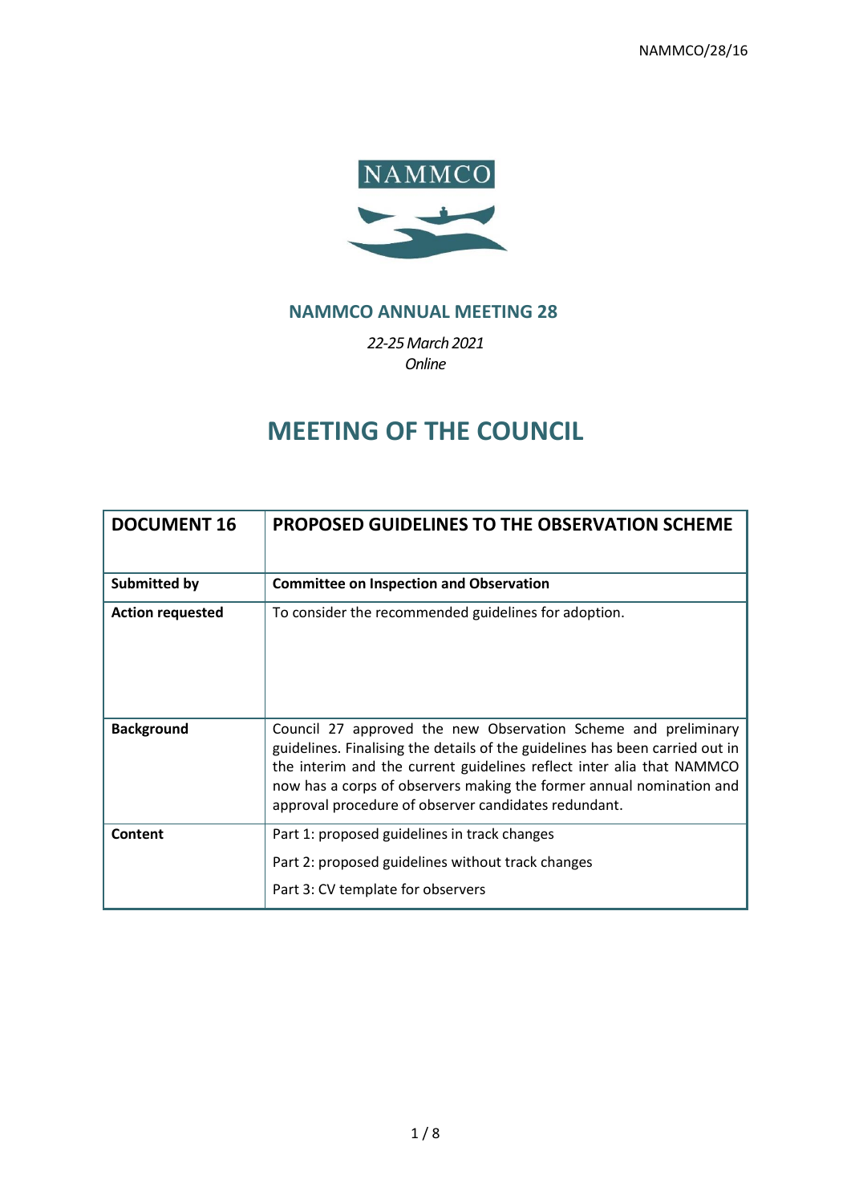NAMMCO/28/16

NAMMCO

## NAMMCO ANNUAL MEETING 28

*22-25 March 2021*
*Online*

# MEETING OF THE COUNCIL

| **DOCUMENT 16** | **PROPOSED GUIDELINES TO THE OBSERVATION SCHEME** |
|---|---|
| **Submitted by** | **Committee on Inspection and Observation** |
| **Action requested** | To consider the recommended guidelines for adoption. |
| **Background** | Council 27 approved the new Observation Scheme and preliminary guidelines. Finalising the details of the guidelines has been carried out in the interim and the current guidelines reflect inter alia that NAMMCO now has a corps of observers making the former annual nomination and approval procedure of observer candidates redundant. |
| **Content** | Part 1: proposed guidelines in track changes<br>Part 2: proposed guidelines without track changes<br>Part 3: CV template for observers |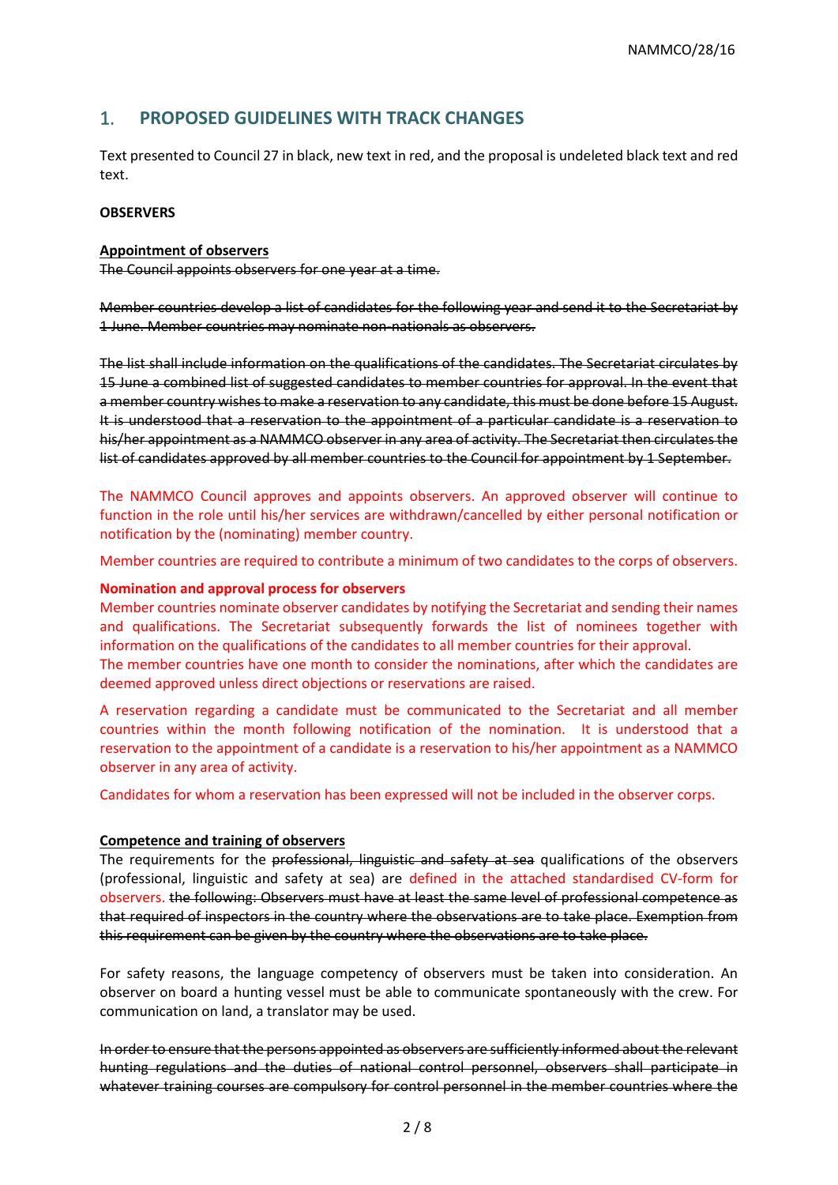## 1. PROPOSED GUIDELINES WITH TRACK CHANGES

Text presented to Council 27 in black, new text in red, and the proposal is undeleted black text and red text.

**OBSERVERS**

**Appointment of observers**

~~The Council appoints observers for one year at a time.~~

~~Member countries develop a list of candidates for the following year and send it to the Secretariat by 1 June. Member countries may nominate non-nationals as observers.~~

~~The list shall include information on the qualifications of the candidates. The Secretariat circulates by 15 June a combined list of suggested candidates to member countries for approval. In the event that a member country wishes to make a reservation to any candidate, this must be done before 15 August. It is understood that a reservation to the appointment of a particular candidate is a reservation to his/her appointment as a NAMMCO observer in any area of activity. The Secretariat then circulates the list of candidates approved by all member countries to the Council for appointment by 1 September.~~

The NAMMCO Council approves and appoints observers. An approved observer will continue to function in the role until his/her services are withdrawn/cancelled by either personal notification or notification by the (nominating) member country.

Member countries are required to contribute a minimum of two candidates to the corps of observers.

**Nomination and approval process for observers**

Member countries nominate observer candidates by notifying the Secretariat and sending their names and qualifications. The Secretariat subsequently forwards the list of nominees together with information on the qualifications of the candidates to all member countries for their approval.
The member countries have one month to consider the nominations, after which the candidates are deemed approved unless direct objections or reservations are raised.

A reservation regarding a candidate must be communicated to the Secretariat and all member countries within the month following notification of the nomination. It is understood that a reservation to the appointment of a candidate is a reservation to his/her appointment as a NAMMCO observer in any area of activity.

Candidates for whom a reservation has been expressed will not be included in the observer corps.

**Competence and training of observers**

The requirements for the ~~professional, linguistic and safety at sea~~ qualifications of the observers (professional, linguistic and safety at sea) are defined in the attached standardised CV-form for observers. ~~the following: Observers must have at least the same level of professional competence as that required of inspectors in the country where the observations are to take place. Exemption from this requirement can be given by the country where the observations are to take place.~~

For safety reasons, the language competency of observers must be taken into consideration. An observer on board a hunting vessel must be able to communicate spontaneously with the crew. For communication on land, a translator may be used.

~~In order to ensure that the persons appointed as observers are sufficiently informed about the relevant hunting regulations and the duties of national control personnel, observers shall participate in whatever training courses are compulsory for control personnel in the member countries where the~~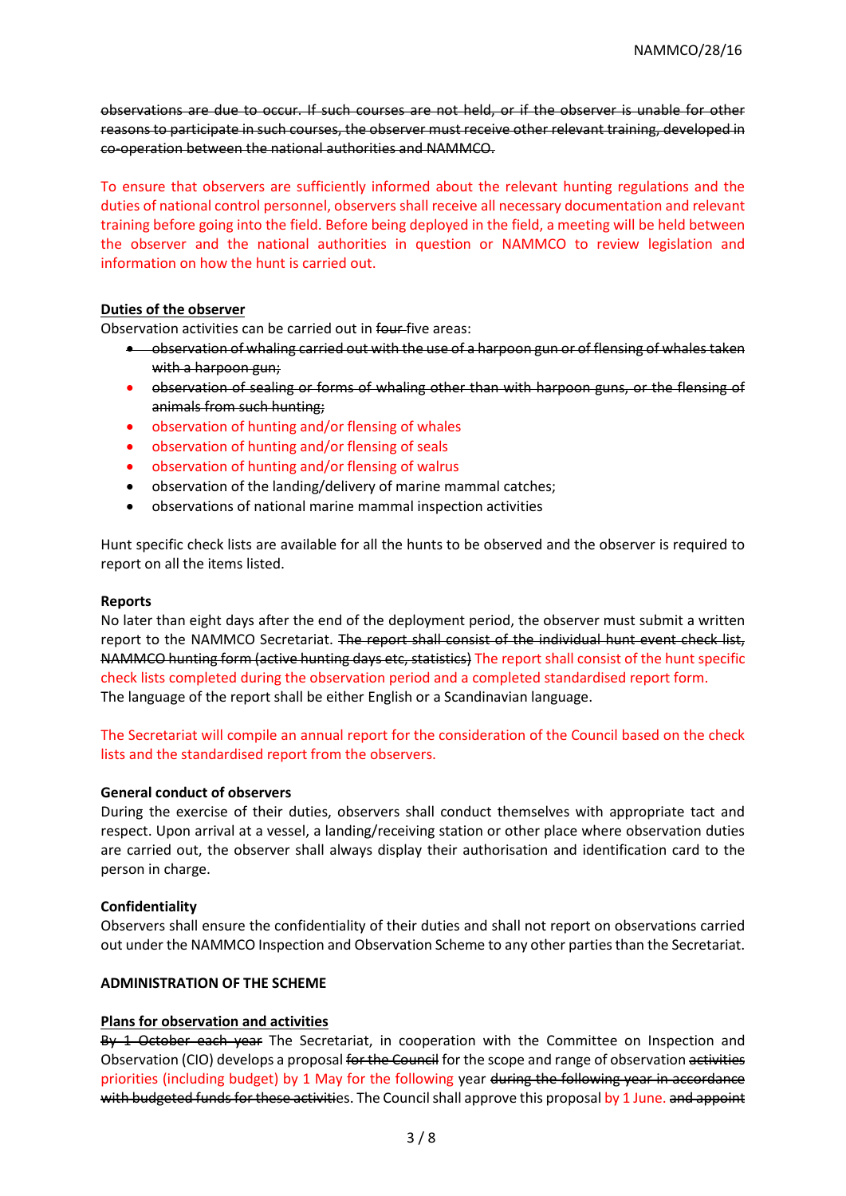~~observations are due to occur. If such courses are not held, or if the observer is unable for other reasons to participate in such courses, the observer must receive other relevant training, developed in co-operation between the national authorities and NAMMCO.~~

To ensure that observers are sufficiently informed about the relevant hunting regulations and the duties of national control personnel, observers shall receive all necessary documentation and relevant training before going into the field. Before being deployed in the field, a meeting will be held between the observer and the national authorities in question or NAMMCO to review legislation and information on how the hunt is carried out.

**Duties of the observer**

Observation activities can be carried out in ~~four~~ five areas:

- ~~observation of whaling carried out with the use of a harpoon gun or of flensing of whales taken with a harpoon gun;~~
- ~~observation of sealing or forms of whaling other than with harpoon guns, or the flensing of animals from such hunting;~~
- observation of hunting and/or flensing of whales
- observation of hunting and/or flensing of seals
- observation of hunting and/or flensing of walrus
- observation of the landing/delivery of marine mammal catches;
- observations of national marine mammal inspection activities

Hunt specific check lists are available for all the hunts to be observed and the observer is required to report on all the items listed.

**Reports**

No later than eight days after the end of the deployment period, the observer must submit a written report to the NAMMCO Secretariat. ~~The report shall consist of the individual hunt event check list, NAMMCO hunting form (active hunting days etc, statistics)~~ The report shall consist of the hunt specific check lists completed during the observation period and a completed standardised report form. The language of the report shall be either English or a Scandinavian language.

The Secretariat will compile an annual report for the consideration of the Council based on the check lists and the standardised report from the observers.

**General conduct of observers**

During the exercise of their duties, observers shall conduct themselves with appropriate tact and respect. Upon arrival at a vessel, a landing/receiving station or other place where observation duties are carried out, the observer shall always display their authorisation and identification card to the person in charge.

**Confidentiality**

Observers shall ensure the confidentiality of their duties and shall not report on observations carried out under the NAMMCO Inspection and Observation Scheme to any other parties than the Secretariat.

**ADMINISTRATION OF THE SCHEME**

**Plans for observation and activities**

~~By 1 October each year~~ The Secretariat, in cooperation with the Committee on Inspection and Observation (CIO) develops a proposal ~~for the Council~~ for the scope and range of observation ~~activities~~ priorities (including budget) by 1 May for the following year ~~during the following year in accordance with budgeted funds for these activiti~~es. The Council shall approve this proposal by 1 June. ~~and appoint~~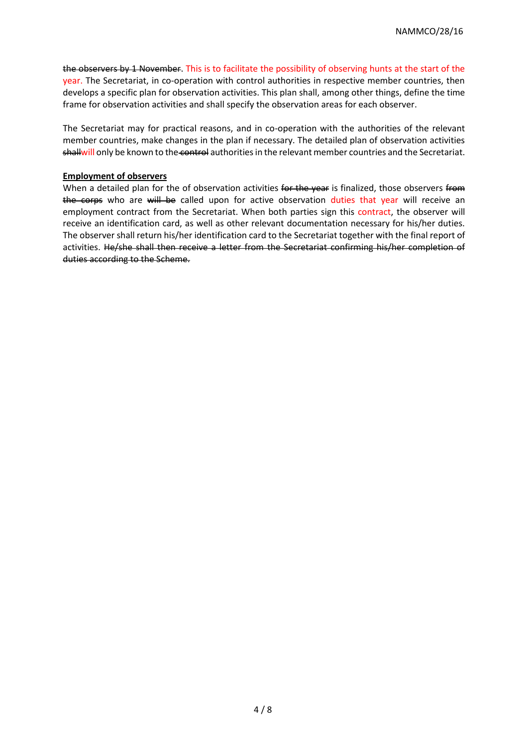~~the observers by 1 November~~. This is to facilitate the possibility of observing hunts at the start of the year. The Secretariat, in co-operation with control authorities in respective member countries, then develops a specific plan for observation activities. This plan shall, among other things, define the time frame for observation activities and shall specify the observation areas for each observer.

The Secretariat may for practical reasons, and in co-operation with the authorities of the relevant member countries, make changes in the plan if necessary. The detailed plan of observation activities ~~shall~~will only be known to the ~~control~~ authorities in the relevant member countries and the Secretariat.

**Employment of observers**

When a detailed plan for the of observation activities ~~for the year~~ is finalized, those observers ~~from the corps~~ who are ~~will be~~ called upon for active observation duties that year will receive an employment contract from the Secretariat. When both parties sign this contract, the observer will receive an identification card, as well as other relevant documentation necessary for his/her duties. The observer shall return his/her identification card to the Secretariat together with the final report of activities. ~~He/she shall then receive a letter from the Secretariat confirming his/her completion of duties according to the Scheme.~~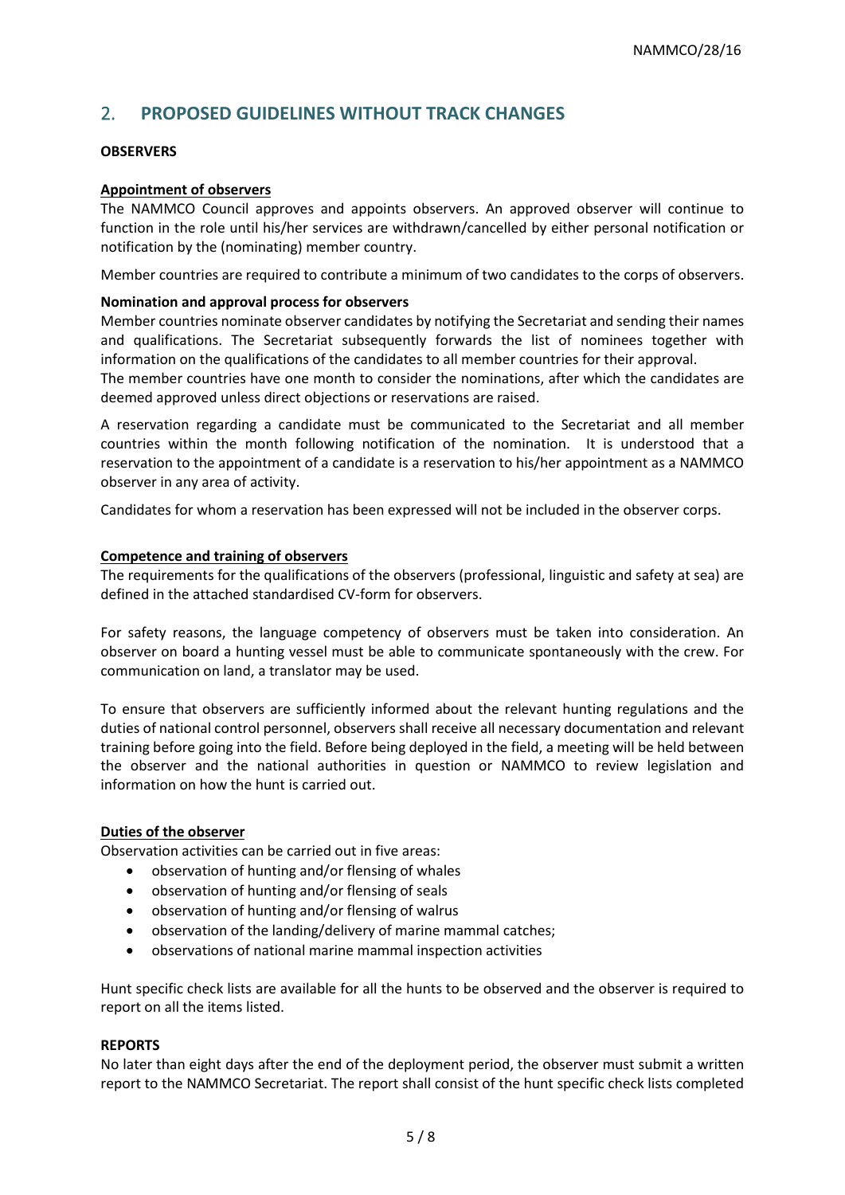## 2. PROPOSED GUIDELINES WITHOUT TRACK CHANGES

**OBSERVERS**

**Appointment of observers**

The NAMMCO Council approves and appoints observers. An approved observer will continue to function in the role until his/her services are withdrawn/cancelled by either personal notification or notification by the (nominating) member country.

Member countries are required to contribute a minimum of two candidates to the corps of observers.

**Nomination and approval process for observers**

Member countries nominate observer candidates by notifying the Secretariat and sending their names and qualifications. The Secretariat subsequently forwards the list of nominees together with information on the qualifications of the candidates to all member countries for their approval.

The member countries have one month to consider the nominations, after which the candidates are deemed approved unless direct objections or reservations are raised.

A reservation regarding a candidate must be communicated to the Secretariat and all member countries within the month following notification of the nomination. It is understood that a reservation to the appointment of a candidate is a reservation to his/her appointment as a NAMMCO observer in any area of activity.

Candidates for whom a reservation has been expressed will not be included in the observer corps.

**Competence and training of observers**

The requirements for the qualifications of the observers (professional, linguistic and safety at sea) are defined in the attached standardised CV-form for observers.

For safety reasons, the language competency of observers must be taken into consideration. An observer on board a hunting vessel must be able to communicate spontaneously with the crew. For communication on land, a translator may be used.

To ensure that observers are sufficiently informed about the relevant hunting regulations and the duties of national control personnel, observers shall receive all necessary documentation and relevant training before going into the field. Before being deployed in the field, a meeting will be held between the observer and the national authorities in question or NAMMCO to review legislation and information on how the hunt is carried out.

**Duties of the observer**

Observation activities can be carried out in five areas:

- observation of hunting and/or flensing of whales
- observation of hunting and/or flensing of seals
- observation of hunting and/or flensing of walrus
- observation of the landing/delivery of marine mammal catches;
- observations of national marine mammal inspection activities

Hunt specific check lists are available for all the hunts to be observed and the observer is required to report on all the items listed.

**REPORTS**

No later than eight days after the end of the deployment period, the observer must submit a written report to the NAMMCO Secretariat. The report shall consist of the hunt specific check lists completed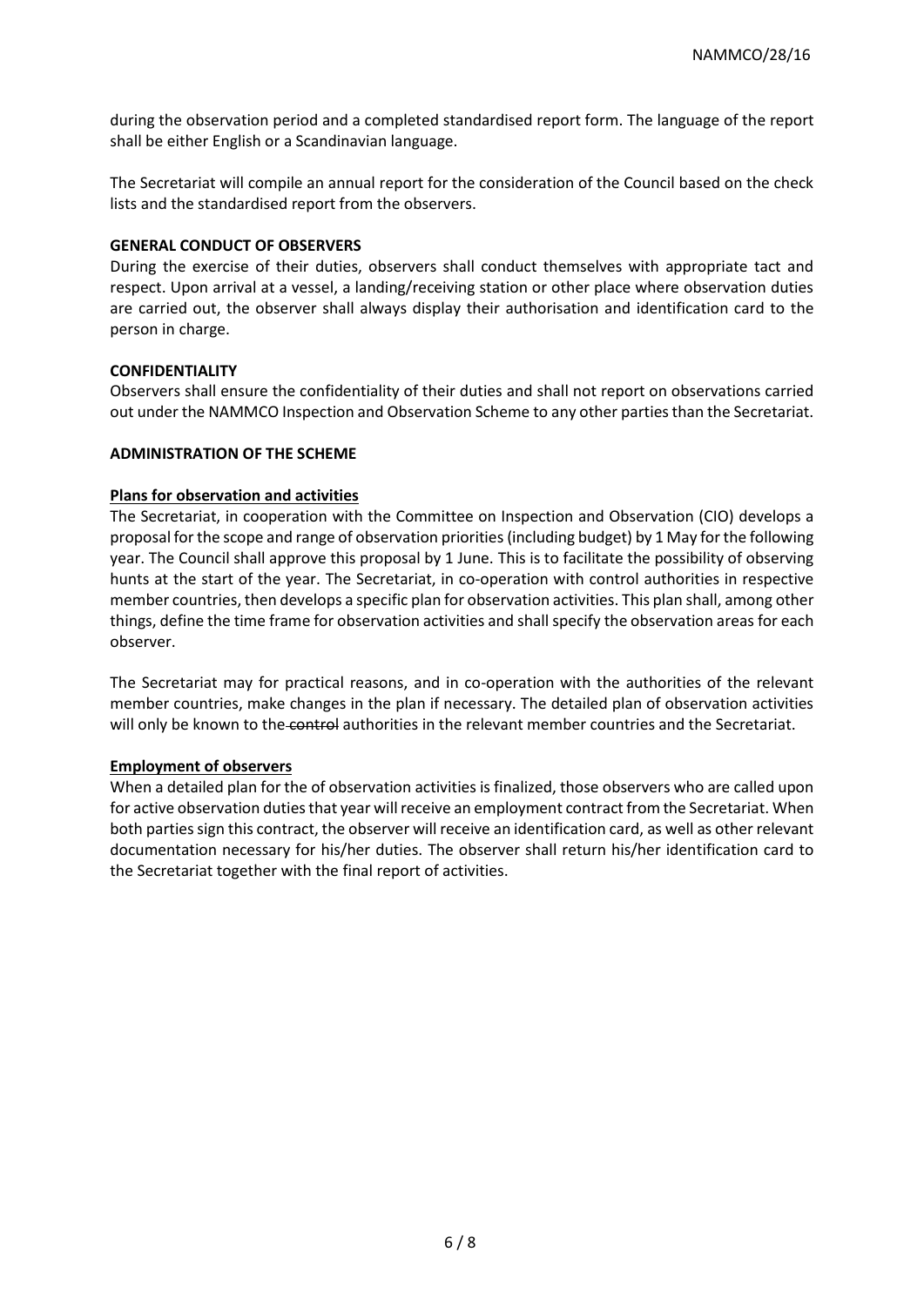during the observation period and a completed standardised report form. The language of the report shall be either English or a Scandinavian language.

The Secretariat will compile an annual report for the consideration of the Council based on the check lists and the standardised report from the observers.

**GENERAL CONDUCT OF OBSERVERS**

During the exercise of their duties, observers shall conduct themselves with appropriate tact and respect. Upon arrival at a vessel, a landing/receiving station or other place where observation duties are carried out, the observer shall always display their authorisation and identification card to the person in charge.

**CONFIDENTIALITY**

Observers shall ensure the confidentiality of their duties and shall not report on observations carried out under the NAMMCO Inspection and Observation Scheme to any other parties than the Secretariat.

**ADMINISTRATION OF THE SCHEME**

**Plans for observation and activities**

The Secretariat, in cooperation with the Committee on Inspection and Observation (CIO) develops a proposal for the scope and range of observation priorities (including budget) by 1 May for the following year. The Council shall approve this proposal by 1 June. This is to facilitate the possibility of observing hunts at the start of the year. The Secretariat, in co-operation with control authorities in respective member countries, then develops a specific plan for observation activities. This plan shall, among other things, define the time frame for observation activities and shall specify the observation areas for each observer.

The Secretariat may for practical reasons, and in co-operation with the authorities of the relevant member countries, make changes in the plan if necessary. The detailed plan of observation activities will only be known to the ~~control~~ authorities in the relevant member countries and the Secretariat.

**Employment of observers**

When a detailed plan for the of observation activities is finalized, those observers who are called upon for active observation duties that year will receive an employment contract from the Secretariat. When both parties sign this contract, the observer will receive an identification card, as well as other relevant documentation necessary for his/her duties. The observer shall return his/her identification card to the Secretariat together with the final report of activities.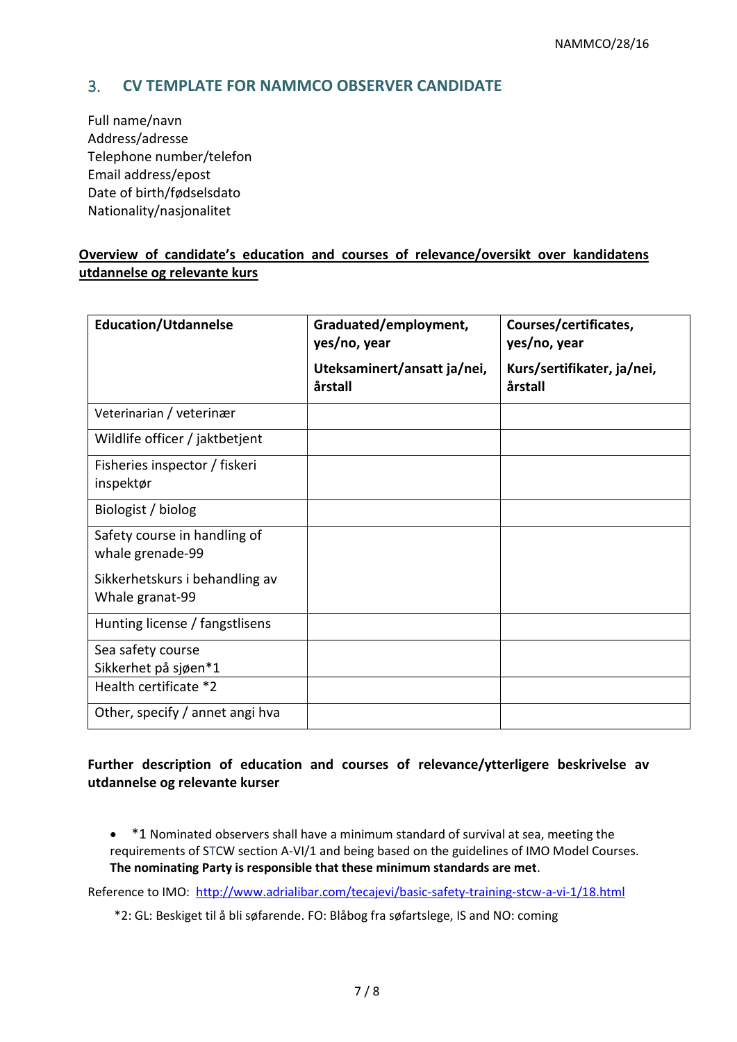## 3. CV TEMPLATE FOR NAMMCO OBSERVER CANDIDATE

Full name/navn
Address/adresse
Telephone number/telefon
Email address/epost
Date of birth/fødselsdato
Nationality/nasjonalitet

**Overview of candidate's education and courses of relevance/oversikt over kandidatens utdannelse og relevante kurs**

| **Education/Utdannelse** | **Graduated/employment, yes/no, year**<br><br>**Uteksaminert/ansatt ja/nei, årstall** | **Courses/certificates, yes/no, year**<br><br>**Kurs/sertifikater, ja/nei, årstall** |
|---|---|---|
| Veterinarian / veterinær | | |
| Wildlife officer / jaktbetjent | | |
| Fisheries inspector / fiskeri inspektør | | |
| Biologist / biolog | | |
| Safety course in handling of whale grenade-99<br><br>Sikkerhetskurs i behandling av Whale granat-99 | | |
| Hunting license / fangstlisens | | |
| Sea safety course Sikkerhet på sjøen*1 | | |
| Health certificate *2 | | |
| Other, specify / annet angi hva | | |

**Further description of education and courses of relevance/ytterligere beskrivelse av utdannelse og relevante kurser**

- *1 Nominated observers shall have a minimum standard of survival at sea, meeting the requirements of STCW section A-VI/1 and being based on the guidelines of IMO Model Courses. **The nominating Party is responsible that these minimum standards are met**.

Reference to IMO: [http://www.adrialibar.com/tecajevi/basic-safety-training-stcw-a-vi-1/18.html](http://www.adrialibar.com/tecajevi/basic-safety-training-stcw-a-vi-1/18.html)

*2: GL: Beskiget til å bli søfarende. FO: Blåbog fra søfartslege, IS and NO: coming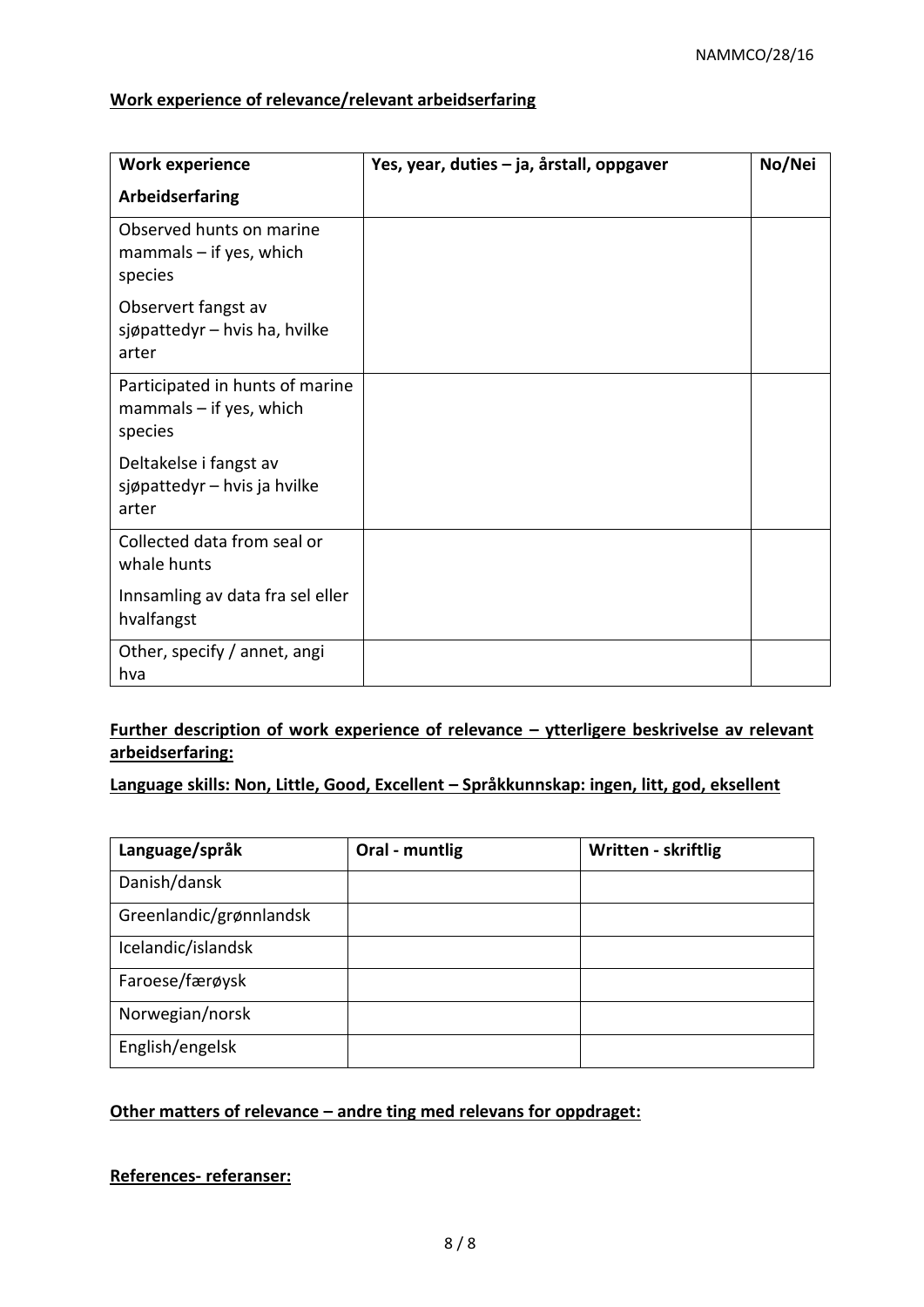**Work experience of relevance/relevant arbeidserfaring**

| Work experience<br>Arbeidserfaring | Yes, year, duties – ja, årstall, oppgaver | No/Nei |
|---|---|---|
| Observed hunts on marine mammals – if yes, which species<br>Observert fangst av sjøpattedyr – hvis ha, hvilke arter | | |
| Participated in hunts of marine mammals – if yes, which species<br>Deltakelse i fangst av sjøpattedyr – hvis ja hvilke arter | | |
| Collected data from seal or whale hunts<br>Innsamling av data fra sel eller hvalfangst | | |
| Other, specify / annet, angi hva | | |

**Further description of work experience of relevance – ytterligere beskrivelse av relevant arbeidserfaring:**

**Language skills: Non, Little, Good, Excellent – Språkkunnskap: ingen, litt, god, eksellent**

| Language/språk | Oral - muntlig | Written - skriftlig |
|---|---|---|
| Danish/dansk | | |
| Greenlandic/grønnlandsk | | |
| Icelandic/islandsk | | |
| Faroese/færøysk | | |
| Norwegian/norsk | | |
| English/engelsk | | |

**Other matters of relevance – andre ting med relevans for oppdraget:**

**References- referanser:**